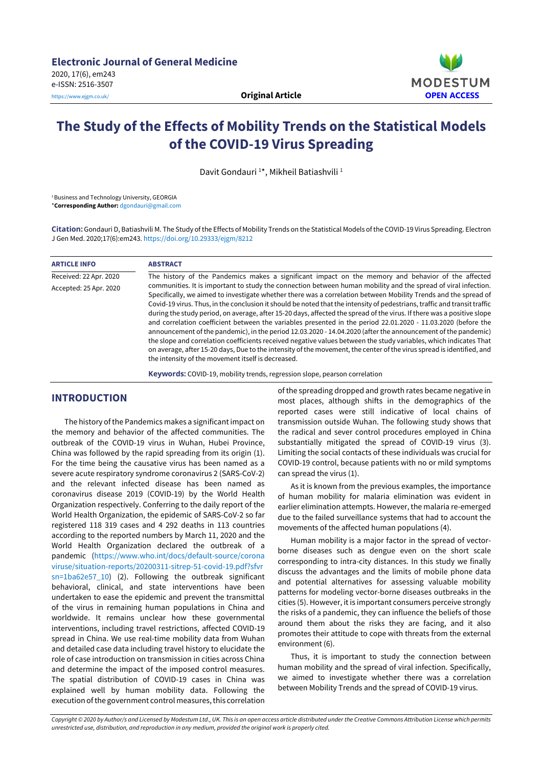**Electronic Journal of General Medicine**
2020, 17(6), em243
e-ISSN: 2516-3507
https://www.ejgm.co.uk/

**Original Article**

MODESTUM
OPEN ACCESS

# The Study of the Effects of Mobility Trends on the Statistical Models of the COVID-19 Virus Spreading

Davit Gondauri [1]*, Mikheil Batiashvili [1]

[1] Business and Technology University, GEORGIA
***Corresponding Author:** dgondauri@gmail.com

**Citation:** Gondauri D, Batiashvili M. The Study of the Effects of Mobility Trends on the Statistical Models of the COVID-19 Virus Spreading. Electron J Gen Med. 2020;17(6):em243. https://doi.org/10.29333/ejgm/8212

**ARTICLE INFO**

Received: 22 Apr. 2020
Accepted: 25 Apr. 2020

**ABSTRACT**

The history of the Pandemics makes a significant impact on the memory and behavior of the affected communities. It is important to study the connection between human mobility and the spread of viral infection. Specifically, we aimed to investigate whether there was a correlation between Mobility Trends and the spread of Covid-19 virus. Thus, in the conclusion it should be noted that the intensity of pedestrians, traffic and transit traffic during the study period, on average, after 15-20 days, affected the spread of the virus. If there was a positive slope and correlation coefficient between the variables presented in the period 22.01.2020 - 11.03.2020 (before the announcement of the pandemic), in the period 12.03.2020 - 14.04.2020 (after the announcement of the pandemic) the slope and correlation coefficients received negative values between the study variables, which indicates That on average, after 15-20 days, Due to the intensity of the movement, the center of the virus spread is identified, and the intensity of the movement itself is decreased.

**Keywords:** COVID-19, mobility trends, regression slope, pearson correlation

## INTRODUCTION

The history of the Pandemics makes a significant impact on the memory and behavior of the affected communities. The outbreak of the COVID-19 virus in Wuhan, Hubei Province, China was followed by the rapid spreading from its origin (1). For the time being the causative virus has been named as a severe acute respiratory syndrome coronavirus 2 (SARS-CoV-2) and the relevant infected disease has been named as coronavirus disease 2019 (COVID-19) by the World Health Organization respectively. Conferring to the daily report of the World Health Organization, the epidemic of SARS-CoV-2 so far registered 118 319 cases and 4 292 deaths in 113 countries according to the reported numbers by March 11, 2020 and the World Health Organization declared the outbreak of a pandemic (https://www.who.int/docs/default-source/coronaviruse/situation-reports/20200311-sitrep-51-covid-19.pdf?sfvrsn=1ba62e57_10) (2). Following the outbreak significant behavioral, clinical, and state interventions have been undertaken to ease the epidemic and prevent the transmittal of the virus in remaining human populations in China and worldwide. It remains unclear how these governmental interventions, including travel restrictions, affected COVID-19 spread in China. We use real-time mobility data from Wuhan and detailed case data including travel history to elucidate the role of case introduction on transmission in cities across China and determine the impact of the imposed control measures. The spatial distribution of COVID-19 cases in China was explained well by human mobility data. Following the execution of the government control measures, this correlation of the spreading dropped and growth rates became negative in most places, although shifts in the demographics of the reported cases were still indicative of local chains of transmission outside Wuhan. The following study shows that the radical and sever control procedures employed in China substantially mitigated the spread of COVID-19 virus (3). Limiting the social contacts of these individuals was crucial for COVID-19 control, because patients with no or mild symptoms can spread the virus (1).

As it is known from the previous examples, the importance of human mobility for malaria elimination was evident in earlier elimination attempts. However, the malaria re-emerged due to the failed surveillance systems that had to account the movements of the affected human populations (4).

Human mobility is a major factor in the spread of vector-borne diseases such as dengue even on the short scale corresponding to intra-city distances. In this study we finally discuss the advantages and the limits of mobile phone data and potential alternatives for assessing valuable mobility patterns for modeling vector-borne diseases outbreaks in the cities (5). However, it is important consumers perceive strongly the risks of a pandemic, they can influence the beliefs of those around them about the risks they are facing, and it also promotes their attitude to cope with threats from the external environment (6).

Thus, it is important to study the connection between human mobility and the spread of viral infection. Specifically, we aimed to investigate whether there was a correlation between Mobility Trends and the spread of COVID-19 virus.

*Copyright © 2020 by Author/s and Licensed by Modestum Ltd., UK. This is an open access article distributed under the Creative Commons Attribution License which permits unrestricted use, distribution, and reproduction in any medium, provided the original work is properly cited.*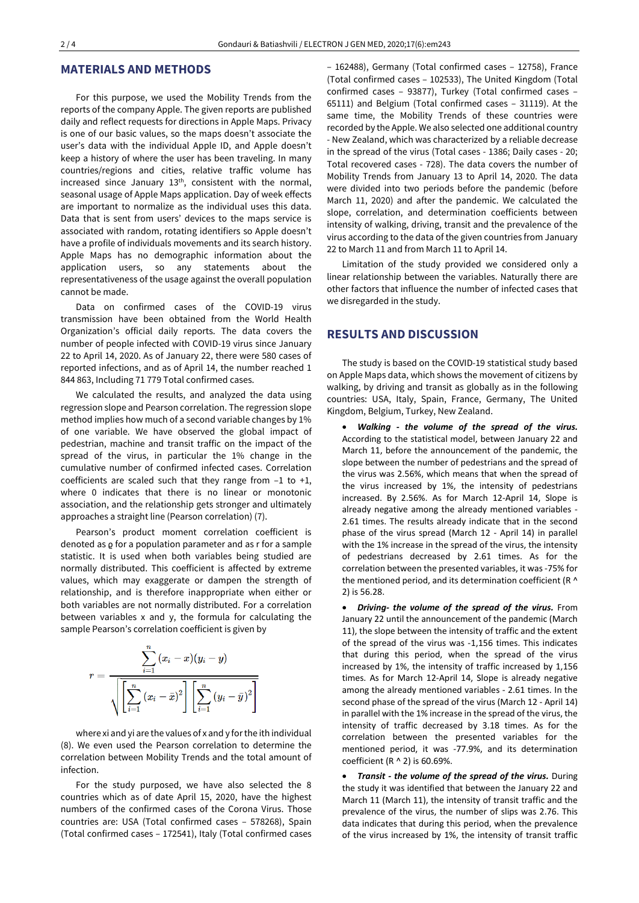## MATERIALS AND METHODS

For this purpose, we used the Mobility Trends from the reports of the company Apple. The given reports are published daily and reflect requests for directions in Apple Maps. Privacy is one of our basic values, so the maps doesn't associate the user's data with the individual Apple ID, and Apple doesn't keep a history of where the user has been traveling. In many countries/regions and cities, relative traffic volume has increased since January 13th, consistent with the normal, seasonal usage of Apple Maps application. Day of week effects are important to normalize as the individual uses this data. Data that is sent from users' devices to the maps service is associated with random, rotating identifiers so Apple doesn't have a profile of individuals movements and its search history. Apple Maps has no demographic information about the application users, so any statements about the representativeness of the usage against the overall population cannot be made.

Data on confirmed cases of the COVID-19 virus transmission have been obtained from the World Health Organization's official daily reports. The data covers the number of people infected with COVID-19 virus since January 22 to April 14, 2020. As of January 22, there were 580 cases of reported infections, and as of April 14, the number reached 1 844 863, Including 71 779 Total confirmed cases.

We calculated the results, and analyzed the data using regression slope and Pearson correlation. The regression slope method implies how much of a second variable changes by 1% of one variable. We have observed the global impact of pedestrian, machine and transit traffic on the impact of the spread of the virus, in particular the 1% change in the cumulative number of confirmed infected cases. Correlation coefficients are scaled such that they range from –1 to +1, where 0 indicates that there is no linear or monotonic association, and the relationship gets stronger and ultimately approaches a straight line (Pearson correlation) (7).

Pearson's product moment correlation coefficient is denoted as ϱ for a population parameter and as r for a sample statistic. It is used when both variables being studied are normally distributed. This coefficient is affected by extreme values, which may exaggerate or dampen the strength of relationship, and is therefore inappropriate when either or both variables are not normally distributed. For a correlation between variables x and y, the formula for calculating the sample Pearson's correlation coefficient is given by

$$r = \frac{\sum_{i=1}^{n}(x_i - x)(y_i - y)}{\sqrt{\left[\sum_{i=1}^{n}(x_i - \bar{x})^2\right]\left[\sum_{i=1}^{n}(y_i - \bar{y})^2\right]}}$$

where xi and yi are the values of x and y for the ith individual (8). We even used the Pearson correlation to determine the correlation between Mobility Trends and the total amount of infection.

For the study purposed, we have also selected the 8 countries which as of date April 15, 2020, have the highest numbers of the confirmed cases of the Corona Virus. Those countries are: USA (Total confirmed cases – 578268), Spain (Total confirmed cases – 172541), Italy (Total confirmed cases – 162488), Germany (Total confirmed cases – 12758), France (Total confirmed cases – 102533), The United Kingdom (Total confirmed cases – 93877), Turkey (Total confirmed cases – 65111) and Belgium (Total confirmed cases – 31119). At the same time, the Mobility Trends of these countries were recorded by the Apple. We also selected one additional country - New Zealand, which was characterized by a reliable decrease in the spread of the virus (Total cases - 1386; Daily cases - 20; Total recovered cases - 728). The data covers the number of Mobility Trends from January 13 to April 14, 2020. The data were divided into two periods before the pandemic (before March 11, 2020) and after the pandemic. We calculated the slope, correlation, and determination coefficients between intensity of walking, driving, transit and the prevalence of the virus according to the data of the given countries from January 22 to March 11 and from March 11 to April 14.

Limitation of the study provided we considered only a linear relationship between the variables. Naturally there are other factors that influence the number of infected cases that we disregarded in the study.

## RESULTS AND DISCUSSION

The study is based on the COVID-19 statistical study based on Apple Maps data, which shows the movement of citizens by walking, by driving and transit as globally as in the following countries: USA, Italy, Spain, France, Germany, The United Kingdom, Belgium, Turkey, New Zealand.

- ***Walking - the volume of the spread of the virus.*** According to the statistical model, between January 22 and March 11, before the announcement of the pandemic, the slope between the number of pedestrians and the spread of the virus was 2.56%, which means that when the spread of the virus increased by 1%, the intensity of pedestrians increased. By 2.56%. As for March 12-April 14, Slope is already negative among the already mentioned variables - 2.61 times. The results already indicate that in the second phase of the virus spread (March 12 - April 14) in parallel with the 1% increase in the spread of the virus, the intensity of pedestrians decreased by 2.61 times. As for the correlation between the presented variables, it was -75% for the mentioned period, and its determination coefficient (R ^ 2) is 56.28.
- ***Driving- the volume of the spread of the virus.*** From January 22 until the announcement of the pandemic (March 11), the slope between the intensity of traffic and the extent of the spread of the virus was -1,156 times. This indicates that during this period, when the spread of the virus increased by 1%, the intensity of traffic increased by 1,156 times. As for March 12-April 14, Slope is already negative among the already mentioned variables - 2.61 times. In the second phase of the spread of the virus (March 12 - April 14) in parallel with the 1% increase in the spread of the virus, the intensity of traffic decreased by 3.18 times. As for the correlation between the presented variables for the mentioned period, it was -77.9%, and its determination coefficient (R ^ 2) is 60.69%.
- ***Transit - the volume of the spread of the virus.*** During the study it was identified that between the January 22 and March 11 (March 11), the intensity of transit traffic and the prevalence of the virus, the number of slips was 2.76. This data indicates that during this period, when the prevalence of the virus increased by 1%, the intensity of transit traffic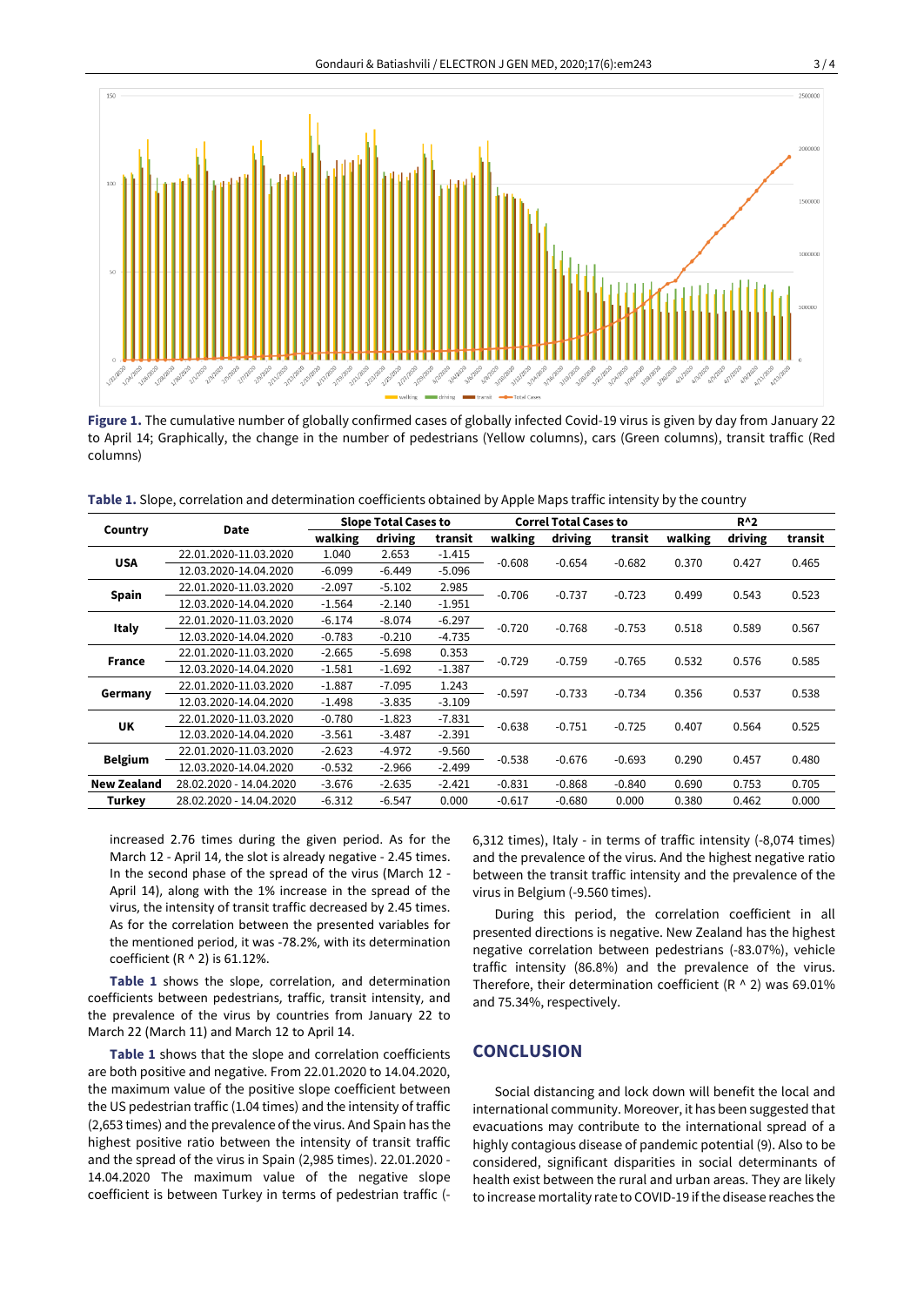Figure 1. The cumulative number of globally confirmed cases of globally infected Covid-19 virus is given by day from January 22 to April 14; Graphically, the change in the number of pedestrians (Yellow columns), cars (Green columns), transit traffic (Red columns)

Table 1. Slope, correlation and determination coefficients obtained by Apple Maps traffic intensity by the country

| Country | Date | Slope Total Cases to | | | Correl Total Cases to | | | R^2 | | |
|---|---|---|---|---|---|---|---|---|---|---|
| | | walking | driving | transit | walking | driving | transit | walking | driving | transit |
| USA | 22.01.2020-11.03.2020 | 1.040 | 2.653 | -1.415 | -0.608 | -0.654 | -0.682 | 0.370 | 0.427 | 0.465 |
| | 12.03.2020-14.04.2020 | -6.099 | -6.449 | -5.096 | | | | | | |
| Spain | 22.01.2020-11.03.2020 | -2.097 | -5.102 | 2.985 | -0.706 | -0.737 | -0.723 | 0.499 | 0.543 | 0.523 |
| | 12.03.2020-14.04.2020 | -1.564 | -2.140 | -1.951 | | | | | | |
| Italy | 22.01.2020-11.03.2020 | -6.174 | -8.074 | -6.297 | -0.720 | -0.768 | -0.753 | 0.518 | 0.589 | 0.567 |
| | 12.03.2020-14.04.2020 | -0.783 | -0.210 | -4.735 | | | | | | |
| France | 22.01.2020-11.03.2020 | -2.665 | -5.698 | 0.353 | -0.729 | -0.759 | -0.765 | 0.532 | 0.576 | 0.585 |
| | 12.03.2020-14.04.2020 | -1.581 | -1.692 | -1.387 | | | | | | |
| Germany | 22.01.2020-11.03.2020 | -1.887 | -7.095 | 1.243 | -0.597 | -0.733 | -0.734 | 0.356 | 0.537 | 0.538 |
| | 12.03.2020-14.04.2020 | -1.498 | -3.835 | -3.109 | | | | | | |
| UK | 22.01.2020-11.03.2020 | -0.780 | -1.823 | -7.831 | -0.638 | -0.751 | -0.725 | 0.407 | 0.564 | 0.525 |
| | 12.03.2020-14.04.2020 | -3.561 | -3.487 | -2.391 | | | | | | |
| Belgium | 22.01.2020-11.03.2020 | -2.623 | -4.972 | -9.560 | -0.538 | -0.676 | -0.693 | 0.290 | 0.457 | 0.480 |
| | 12.03.2020-14.04.2020 | -0.532 | -2.966 | -2.499 | | | | | | |
| New Zealand | 28.02.2020 - 14.04.2020 | -3.676 | -2.635 | -2.421 | -0.831 | -0.868 | -0.840 | 0.690 | 0.753 | 0.705 |
| Turkey | 28.02.2020 - 14.04.2020 | -6.312 | -6.547 | 0.000 | -0.617 | -0.680 | 0.000 | 0.380 | 0.462 | 0.000 |

increased 2.76 times during the given period. As for the March 12 - April 14, the slot is already negative - 2.45 times. In the second phase of the spread of the virus (March 12 - April 14), along with the 1% increase in the spread of the virus, the intensity of transit traffic decreased by 2.45 times. As for the correlation between the presented variables for the mentioned period, it was -78.2%, with its determination coefficient (R ^ 2) is 61.12%.

**Table 1** shows the slope, correlation, and determination coefficients between pedestrians, traffic, transit intensity, and the prevalence of the virus by countries from January 22 to March 22 (March 11) and March 12 to April 14.

**Table 1** shows that the slope and correlation coefficients are both positive and negative. From 22.01.2020 to 14.04.2020, the maximum value of the positive slope coefficient between the US pedestrian traffic (1.04 times) and the intensity of traffic (2,653 times) and the prevalence of the virus. And Spain has the highest positive ratio between the intensity of transit traffic and the spread of the virus in Spain (2,985 times). 22.01.2020 - 14.04.2020 The maximum value of the negative slope coefficient is between Turkey in terms of pedestrian traffic (-6,312 times), Italy - in terms of traffic intensity (-8,074 times) and the prevalence of the virus. And the highest negative ratio between the transit traffic intensity and the prevalence of the virus in Belgium (-9.560 times).

During this period, the correlation coefficient in all presented directions is negative. New Zealand has the highest negative correlation between pedestrians (-83.07%), vehicle traffic intensity (86.8%) and the prevalence of the virus. Therefore, their determination coefficient (R ^ 2) was 69.01% and 75.34%, respectively.

## CONCLUSION

Social distancing and lock down will benefit the local and international community. Moreover, it has been suggested that evacuations may contribute to the international spread of a highly contagious disease of pandemic potential (9). Also to be considered, significant disparities in social determinants of health exist between the rural and urban areas. They are likely to increase mortality rate to COVID-19 if the disease reaches the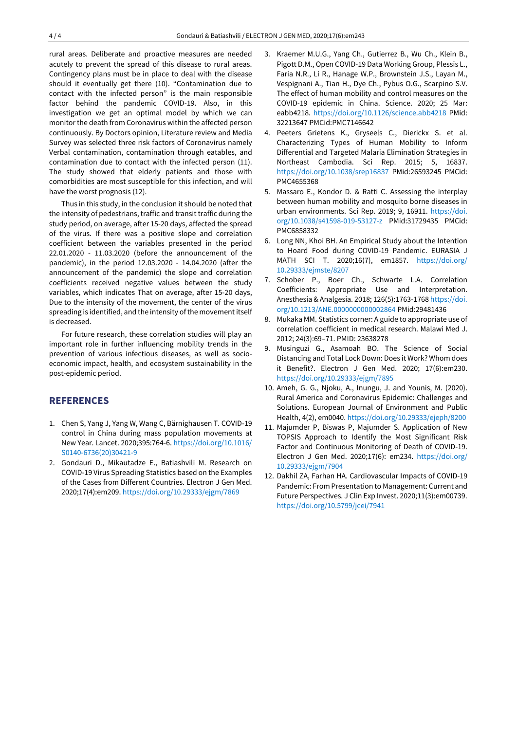rural areas. Deliberate and proactive measures are needed acutely to prevent the spread of this disease to rural areas. Contingency plans must be in place to deal with the disease should it eventually get there (10). "Contamination due to contact with the infected person" is the main responsible factor behind the pandemic COVID-19. Also, in this investigation we get an optimal model by which we can monitor the death from Coronavirus within the affected person continuously. By Doctors opinion, Literature review and Media Survey was selected three risk factors of Coronavirus namely Verbal contamination, contamination through eatables, and contamination due to contact with the infected person (11). The study showed that elderly patients and those with comorbidities are most susceptible for this infection, and will have the worst prognosis (12).

Thus in this study, in the conclusion it should be noted that the intensity of pedestrians, traffic and transit traffic during the study period, on average, after 15-20 days, affected the spread of the virus. If there was a positive slope and correlation coefficient between the variables presented in the period 22.01.2020 - 11.03.2020 (before the announcement of the pandemic), in the period 12.03.2020 - 14.04.2020 (after the announcement of the pandemic) the slope and correlation coefficients received negative values between the study variables, which indicates That on average, after 15-20 days, Due to the intensity of the movement, the center of the virus spreading is identified, and the intensity of the movement itself is decreased.

For future research, these correlation studies will play an important role in further influencing mobility trends in the prevention of various infectious diseases, as well as socio-economic impact, health, and ecosystem sustainability in the post-epidemic period.

## REFERENCES

1. Chen S, Yang J, Yang W, Wang C, Bärnighausen T. COVID-19 control in China during mass population movements at New Year. Lancet. 2020;395:764-6. https://doi.org/10.1016/S0140-6736(20)30421-9
2. Gondauri D., Mikautadze E., Batiashvili M. Research on COVID-19 Virus Spreading Statistics based on the Examples of the Cases from Different Countries. Electron J Gen Med. 2020;17(4):em209. https://doi.org/10.29333/ejgm/7869
3. Kraemer M.U.G., Yang Ch., Gutierrez B., Wu Ch., Klein B., Pigott D.M., Open COVID-19 Data Working Group, Plessis L., Faria N.R., Li R., Hanage W.P., Brownstein J.S., Layan M., Vespignani A., Tian H., Dye Ch., Pybus O.G., Scarpino S.V. The effect of human mobility and control measures on the COVID-19 epidemic in China. Science. 2020; 25 Mar: eabb4218. https://doi.org/10.1126/science.abb4218 PMid: 32213647 PMCid:PMC7146642
4. Peeters Grietens K., Gryseels C., Dierickx S. et al. Characterizing Types of Human Mobility to Inform Differential and Targeted Malaria Elimination Strategies in Northeast Cambodia. Sci Rep. 2015; 5, 16837. https://doi.org/10.1038/srep16837 PMid:26593245 PMCid: PMC4655368
5. Massaro E., Kondor D. & Ratti C. Assessing the interplay between human mobility and mosquito borne diseases in urban environments. Sci Rep. 2019; 9, 16911. https://doi.org/10.1038/s41598-019-53127-z PMid:31729435 PMCid: PMC6858332
6. Long NN, Khoi BH. An Empirical Study about the Intention to Hoard Food during COVID-19 Pandemic. EURASIA J MATH SCI T. 2020;16(7), em1857. https://doi.org/10.29333/ejmste/8207
7. Schober P., Boer Ch., Schwarte L.A. Correlation Coefficients: Appropriate Use and Interpretation. Anesthesia & Analgesia. 2018; 126(5):1763-1768 https://doi.org/10.1213/ANE.0000000000002864 PMid:29481436
8. Mukaka MM. Statistics corner: A guide to appropriate use of correlation coefficient in medical research. Malawi Med J. 2012; 24(3):69–71. PMID: 23638278
9. Musinguzi G., Asamoah BO. The Science of Social Distancing and Total Lock Down: Does it Work? Whom does it Benefit?. Electron J Gen Med. 2020; 17(6):em230. https://doi.org/10.29333/ejgm/7895
10. Ameh, G. G., Njoku, A., Inungu, J. and Younis, M. (2020). Rural America and Coronavirus Epidemic: Challenges and Solutions. European Journal of Environment and Public Health, 4(2), em0040. https://doi.org/10.29333/ejeph/8200
11. Majumder P, Biswas P, Majumder S. Application of New TOPSIS Approach to Identify the Most Significant Risk Factor and Continuous Monitoring of Death of COVID-19. Electron J Gen Med. 2020;17(6): em234. https://doi.org/10.29333/ejgm/7904
12. Dakhil ZA, Farhan HA. Cardiovascular Impacts of COVID-19 Pandemic: From Presentation to Management: Current and Future Perspectives. J Clin Exp Invest. 2020;11(3):em00739. https://doi.org/10.5799/jcei/7941